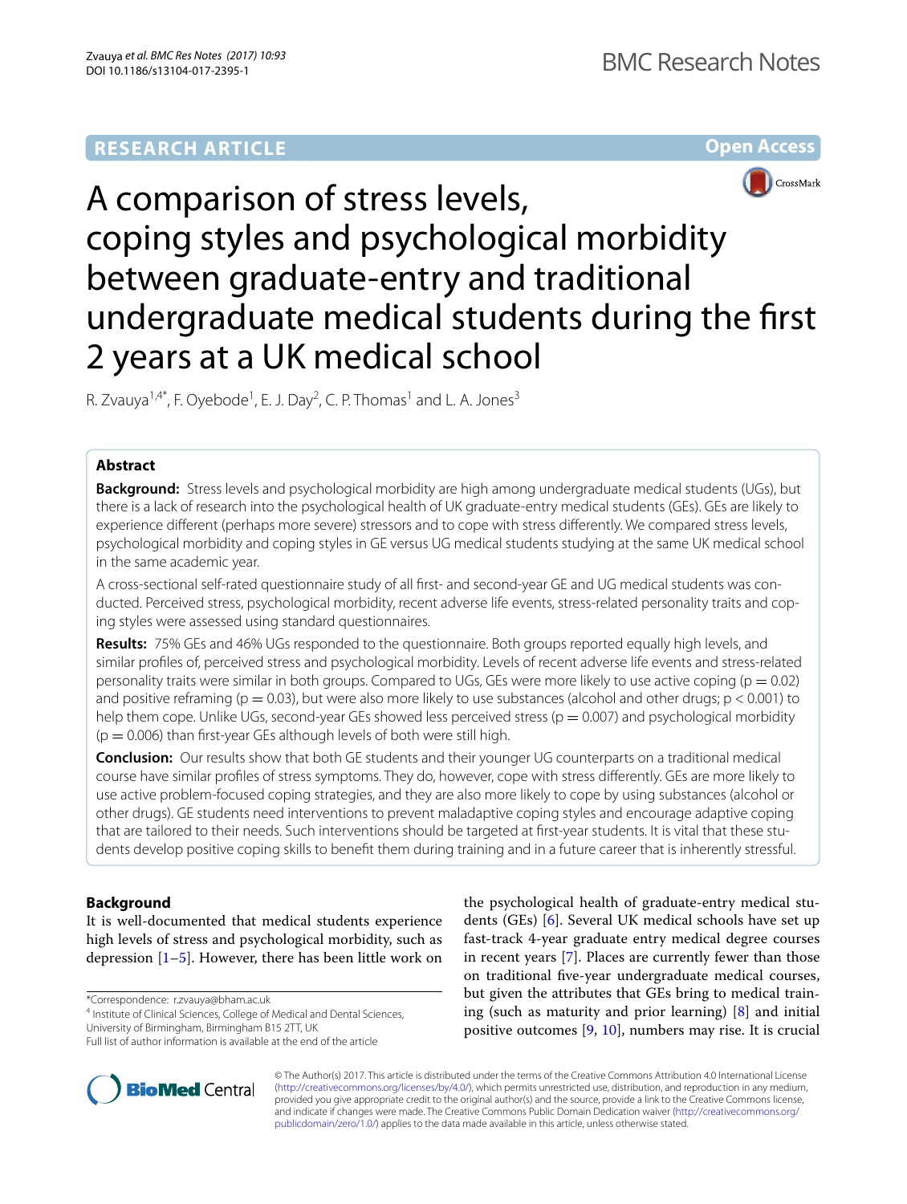RESEARCH ARTICLE

Open Access

# A comparison of stress levels, coping styles and psychological morbidity between graduate-entry and traditional undergraduate medical students during the first 2 years at a UK medical school

R. Zvauya[1,4*], F. Oyebode[1], E. J. Day[2], C. P. Thomas[1] and L. A. Jones[3]

## Abstract

**Background:** Stress levels and psychological morbidity are high among undergraduate medical students (UGs), but there is a lack of research into the psychological health of UK graduate-entry medical students (GEs). GEs are likely to experience different (perhaps more severe) stressors and to cope with stress differently. We compared stress levels, psychological morbidity and coping styles in GE versus UG medical students studying at the same UK medical school in the same academic year.

A cross-sectional self-rated questionnaire study of all first- and second-year GE and UG medical students was conducted. Perceived stress, psychological morbidity, recent adverse life events, stress-related personality traits and coping styles were assessed using standard questionnaires.

**Results:** 75% GEs and 46% UGs responded to the questionnaire. Both groups reported equally high levels, and similar profiles of, perceived stress and psychological morbidity. Levels of recent adverse life events and stress-related personality traits were similar in both groups. Compared to UGs, GEs were more likely to use active coping ($p = 0.02$) and positive reframing ($p = 0.03$), but were also more likely to use substances (alcohol and other drugs; $p < 0.001$) to help them cope. Unlike UGs, second-year GEs showed less perceived stress ($p = 0.007$) and psychological morbidity ($p = 0.006$) than first-year GEs although levels of both were still high.

**Conclusion:** Our results show that both GE students and their younger UG counterparts on a traditional medical course have similar profiles of stress symptoms. They do, however, cope with stress differently. GEs are more likely to use active problem-focused coping strategies, and they are also more likely to cope by using substances (alcohol or other drugs). GE students need interventions to prevent maladaptive coping styles and encourage adaptive coping that are tailored to their needs. Such interventions should be targeted at first-year students. It is vital that these students develop positive coping skills to benefit them during training and in a future career that is inherently stressful.

## Background

It is well-documented that medical students experience high levels of stress and psychological morbidity, such as depression [1–5]. However, there has been little work on the psychological health of graduate-entry medical students (GEs) [6]. Several UK medical schools have set up fast-track 4-year graduate entry medical degree courses in recent years [7]. Places are currently fewer than those on traditional five-year undergraduate medical courses, but given the attributes that GEs bring to medical training (such as maturity and prior learning) [8] and initial positive outcomes [9, 10], numbers may rise. It is crucial

*Correspondence: r.zvauya@bham.ac.uk
[4] Institute of Clinical Sciences, College of Medical and Dental Sciences, University of Birmingham, Birmingham B15 2TT, UK
Full list of author information is available at the end of the article

© The Author(s) 2017. This article is distributed under the terms of the Creative Commons Attribution 4.0 International License (http://creativecommons.org/licenses/by/4.0/), which permits unrestricted use, distribution, and reproduction in any medium, provided you give appropriate credit to the original author(s) and the source, provide a link to the Creative Commons license, and indicate if changes were made. The Creative Commons Public Domain Dedication waiver (http://creativecommons.org/publicdomain/zero/1.0/) applies to the data made available in this article, unless otherwise stated.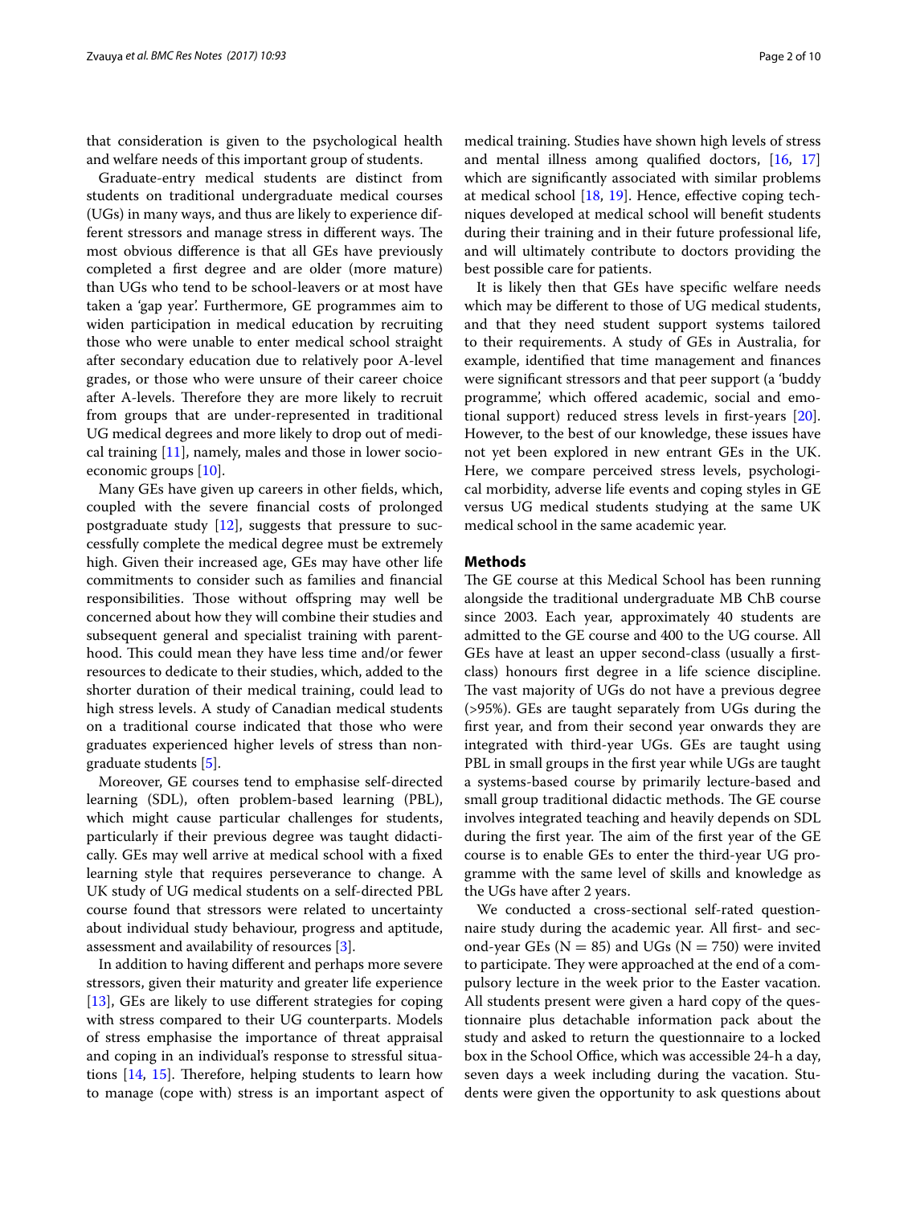that consideration is given to the psychological health and welfare needs of this important group of students.

Graduate-entry medical students are distinct from students on traditional undergraduate medical courses (UGs) in many ways, and thus are likely to experience different stressors and manage stress in different ways. The most obvious difference is that all GEs have previously completed a first degree and are older (more mature) than UGs who tend to be school-leavers or at most have taken a 'gap year'. Furthermore, GE programmes aim to widen participation in medical education by recruiting those who were unable to enter medical school straight after secondary education due to relatively poor A-level grades, or those who were unsure of their career choice after A-levels. Therefore they are more likely to recruit from groups that are under-represented in traditional UG medical degrees and more likely to drop out of medical training [11], namely, males and those in lower socio-economic groups [10].

Many GEs have given up careers in other fields, which, coupled with the severe financial costs of prolonged postgraduate study [12], suggests that pressure to successfully complete the medical degree must be extremely high. Given their increased age, GEs may have other life commitments to consider such as families and financial responsibilities. Those without offspring may well be concerned about how they will combine their studies and subsequent general and specialist training with parenthood. This could mean they have less time and/or fewer resources to dedicate to their studies, which, added to the shorter duration of their medical training, could lead to high stress levels. A study of Canadian medical students on a traditional course indicated that those who were graduates experienced higher levels of stress than non-graduate students [5].

Moreover, GE courses tend to emphasise self-directed learning (SDL), often problem-based learning (PBL), which might cause particular challenges for students, particularly if their previous degree was taught didactically. GEs may well arrive at medical school with a fixed learning style that requires perseverance to change. A UK study of UG medical students on a self-directed PBL course found that stressors were related to uncertainty about individual study behaviour, progress and aptitude, assessment and availability of resources [3].

In addition to having different and perhaps more severe stressors, given their maturity and greater life experience [13], GEs are likely to use different strategies for coping with stress compared to their UG counterparts. Models of stress emphasise the importance of threat appraisal and coping in an individual's response to stressful situations [14, 15]. Therefore, helping students to learn how to manage (cope with) stress is an important aspect of medical training. Studies have shown high levels of stress and mental illness among qualified doctors, [16, 17] which are significantly associated with similar problems at medical school [18, 19]. Hence, effective coping techniques developed at medical school will benefit students during their training and in their future professional life, and will ultimately contribute to doctors providing the best possible care for patients.

It is likely then that GEs have specific welfare needs which may be different to those of UG medical students, and that they need student support systems tailored to their requirements. A study of GEs in Australia, for example, identified that time management and finances were significant stressors and that peer support (a 'buddy programme', which offered academic, social and emotional support) reduced stress levels in first-years [20]. However, to the best of our knowledge, these issues have not yet been explored in new entrant GEs in the UK. Here, we compare perceived stress levels, psychological morbidity, adverse life events and coping styles in GE versus UG medical students studying at the same UK medical school in the same academic year.

## Methods

The GE course at this Medical School has been running alongside the traditional undergraduate MB ChB course since 2003. Each year, approximately 40 students are admitted to the GE course and 400 to the UG course. All GEs have at least an upper second-class (usually a first-class) honours first degree in a life science discipline. The vast majority of UGs do not have a previous degree (>95%). GEs are taught separately from UGs during the first year, and from their second year onwards they are integrated with third-year UGs. GEs are taught using PBL in small groups in the first year while UGs are taught a systems-based course by primarily lecture-based and small group traditional didactic methods. The GE course involves integrated teaching and heavily depends on SDL during the first year. The aim of the first year of the GE course is to enable GEs to enter the third-year UG programme with the same level of skills and knowledge as the UGs have after 2 years.

We conducted a cross-sectional self-rated questionnaire study during the academic year. All first- and second-year GEs (N = 85) and UGs (N = 750) were invited to participate. They were approached at the end of a compulsory lecture in the week prior to the Easter vacation. All students present were given a hard copy of the questionnaire plus detachable information pack about the study and asked to return the questionnaire to a locked box in the School Office, which was accessible 24-h a day, seven days a week including during the vacation. Students were given the opportunity to ask questions about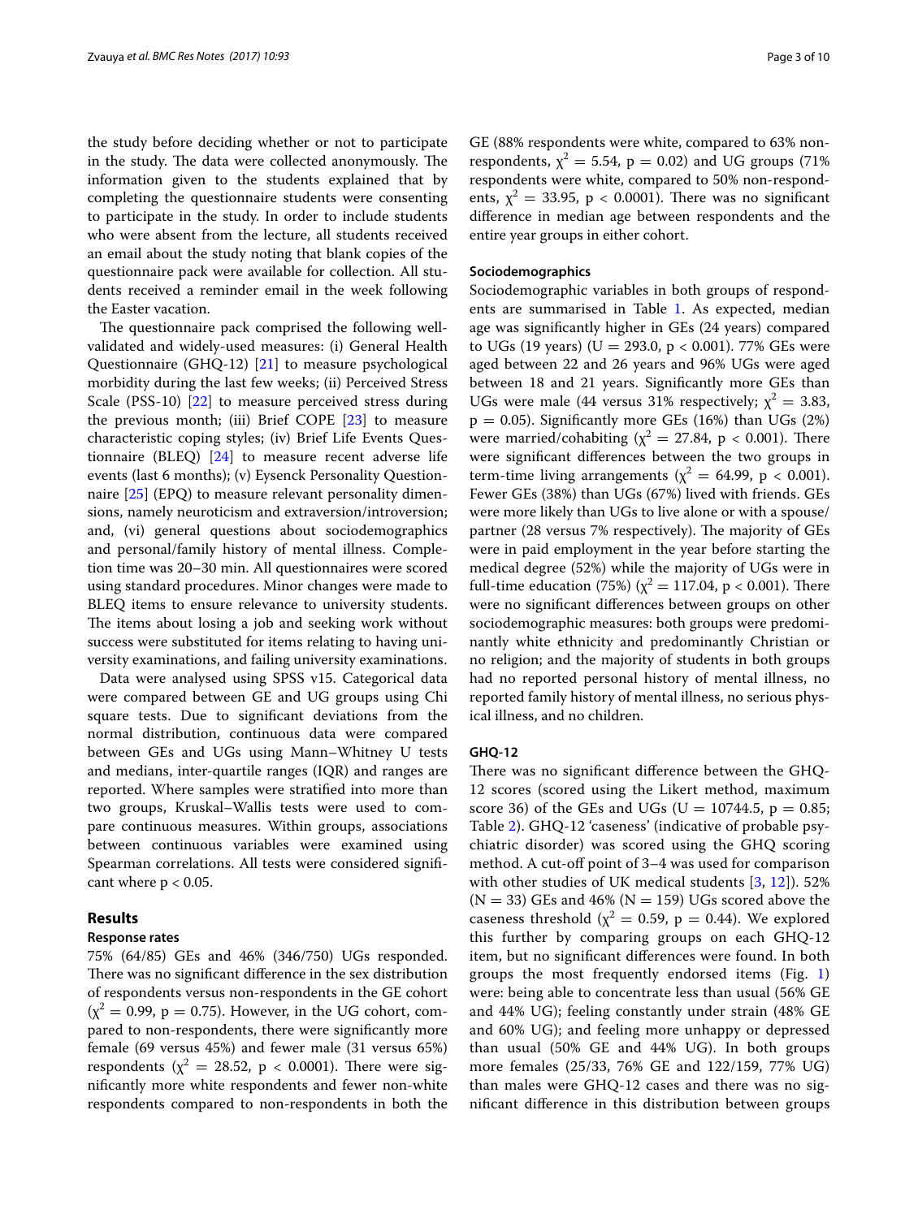the study before deciding whether or not to participate in the study. The data were collected anonymously. The information given to the students explained that by completing the questionnaire students were consenting to participate in the study. In order to include students who were absent from the lecture, all students received an email about the study noting that blank copies of the questionnaire pack were available for collection. All students received a reminder email in the week following the Easter vacation.

The questionnaire pack comprised the following well-validated and widely-used measures: (i) General Health Questionnaire (GHQ-12) [21] to measure psychological morbidity during the last few weeks; (ii) Perceived Stress Scale (PSS-10) [22] to measure perceived stress during the previous month; (iii) Brief COPE [23] to measure characteristic coping styles; (iv) Brief Life Events Questionnaire (BLEQ) [24] to measure recent adverse life events (last 6 months); (v) Eysenck Personality Questionnaire [25] (EPQ) to measure relevant personality dimensions, namely neuroticism and extraversion/introversion; and, (vi) general questions about sociodemographics and personal/family history of mental illness. Completion time was 20–30 min. All questionnaires were scored using standard procedures. Minor changes were made to BLEQ items to ensure relevance to university students. The items about losing a job and seeking work without success were substituted for items relating to having university examinations, and failing university examinations.

Data were analysed using SPSS v15. Categorical data were compared between GE and UG groups using Chi square tests. Due to significant deviations from the normal distribution, continuous data were compared between GEs and UGs using Mann–Whitney U tests and medians, inter-quartile ranges (IQR) and ranges are reported. Where samples were stratified into more than two groups, Kruskal–Wallis tests were used to compare continuous measures. Within groups, associations between continuous variables were examined using Spearman correlations. All tests were considered significant where $p < 0.05$.

## Results

### Response rates

75% (64/85) GEs and 46% (346/750) UGs responded. There was no significant difference in the sex distribution of respondents versus non-respondents in the GE cohort ($\chi^2 = 0.99$, $p = 0.75$). However, in the UG cohort, compared to non-respondents, there were significantly more female (69 versus 45%) and fewer male (31 versus 65%) respondents ($\chi^2 = 28.52$, $p < 0.0001$). There were significantly more white respondents and fewer non-white respondents compared to non-respondents in both the GE (88% respondents were white, compared to 63% non-respondents, $\chi^2 = 5.54$, $p = 0.02$) and UG groups (71% respondents were white, compared to 50% non-respondents, $\chi^2 = 33.95$, $p < 0.0001$). There was no significant difference in median age between respondents and the entire year groups in either cohort.

### Sociodemographics

Sociodemographic variables in both groups of respondents are summarised in Table 1. As expected, median age was significantly higher in GEs (24 years) compared to UGs (19 years) ($U = 293.0$, $p < 0.001$). 77% GEs were aged between 22 and 26 years and 96% UGs were aged between 18 and 21 years. Significantly more GEs than UGs were male (44 versus 31% respectively; $\chi^2 = 3.83$, $p = 0.05$). Significantly more GEs (16%) than UGs (2%) were married/cohabiting ($\chi^2 = 27.84$, $p < 0.001$). There were significant differences between the two groups in term-time living arrangements ($\chi^2 = 64.99$, $p < 0.001$). Fewer GEs (38%) than UGs (67%) lived with friends. GEs were more likely than UGs to live alone or with a spouse/partner (28 versus 7% respectively). The majority of GEs were in paid employment in the year before starting the medical degree (52%) while the majority of UGs were in full-time education (75%) ($\chi^2 = 117.04$, $p < 0.001$). There were no significant differences between groups on other sociodemographic measures: both groups were predominantly white ethnicity and predominantly Christian or no religion; and the majority of students in both groups had no reported personal history of mental illness, no reported family history of mental illness, no serious physical illness, and no children.

### GHQ-12

There was no significant difference between the GHQ-12 scores (scored using the Likert method, maximum score 36) of the GEs and UGs ($U = 10744.5$, $p = 0.85$; Table 2). GHQ-12 'caseness' (indicative of probable psychiatric disorder) was scored using the GHQ scoring method. A cut-off point of 3–4 was used for comparison with other studies of UK medical students [3, 12]). 52% ($N = 33$) GEs and 46% ($N = 159$) UGs scored above the caseness threshold ($\chi^2 = 0.59$, $p = 0.44$). We explored this further by comparing groups on each GHQ-12 item, but no significant differences were found. In both groups the most frequently endorsed items (Fig. 1) were: being able to concentrate less than usual (56% GE and 44% UG); feeling constantly under strain (48% GE and 60% UG); and feeling more unhappy or depressed than usual (50% GE and 44% UG). In both groups more females (25/33, 76% GE and 122/159, 77% UG) than males were GHQ-12 cases and there was no significant difference in this distribution between groups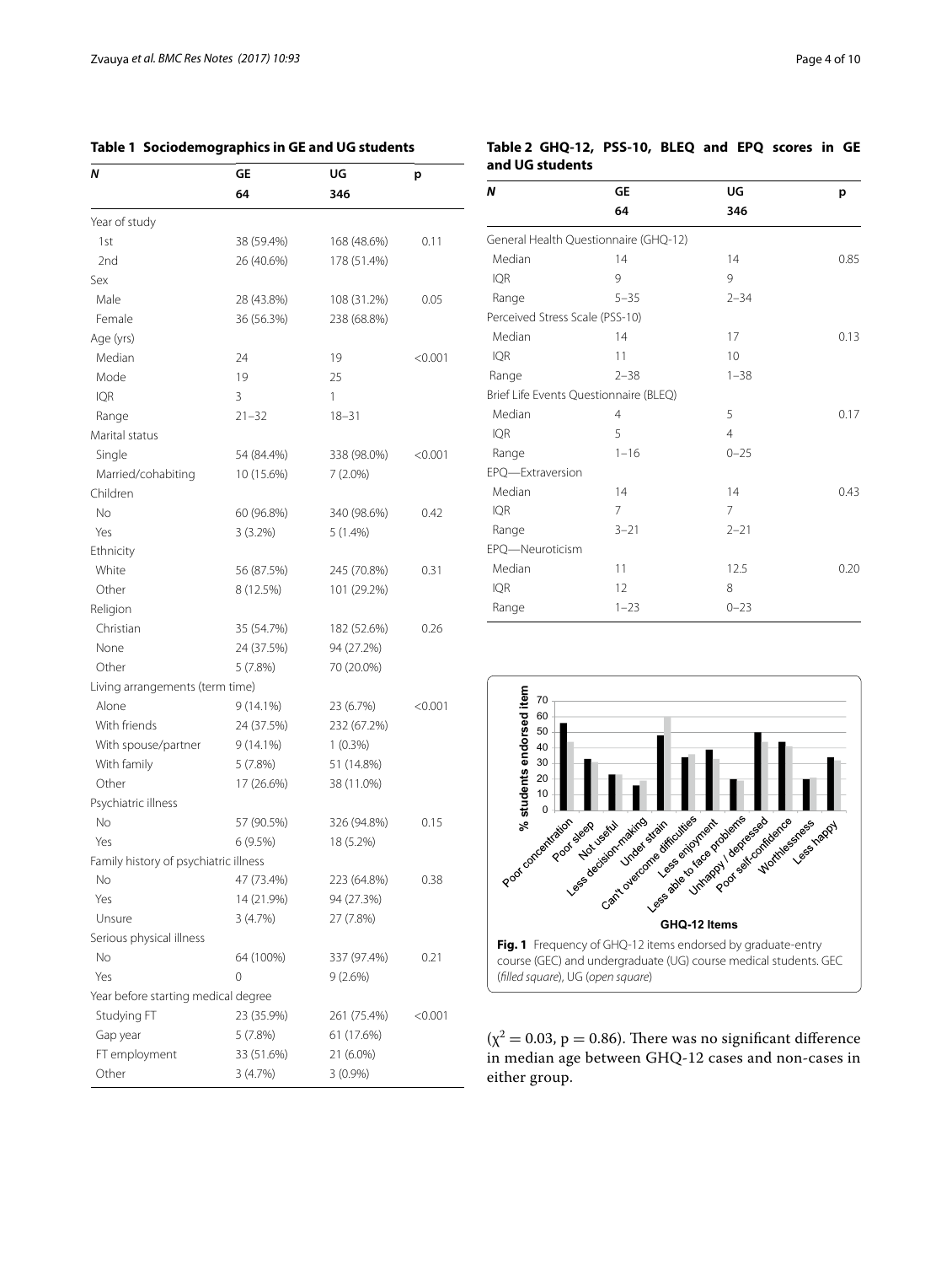**Table 1 Sociodemographics in GE and UG students**

| *N* | GE | UG | p |
|---|---|---|---|
| | 64 | 346 | |
| Year of study | | | |
| 1st | 38 (59.4%) | 168 (48.6%) | 0.11 |
| 2nd | 26 (40.6%) | 178 (51.4%) | |
| Sex | | | |
| Male | 28 (43.8%) | 108 (31.2%) | 0.05 |
| Female | 36 (56.3%) | 238 (68.8%) | |
| Age (yrs) | | | |
| Median | 24 | 19 | <0.001 |
| Mode | 19 | 25 | |
| IQR | 3 | 1 | |
| Range | 21–32 | 18–31 | |
| Marital status | | | |
| Single | 54 (84.4%) | 338 (98.0%) | <0.001 |
| Married/cohabiting | 10 (15.6%) | 7 (2.0%) | |
| Children | | | |
| No | 60 (96.8%) | 340 (98.6%) | 0.42 |
| Yes | 3 (3.2%) | 5 (1.4%) | |
| Ethnicity | | | |
| White | 56 (87.5%) | 245 (70.8%) | 0.31 |
| Other | 8 (12.5%) | 101 (29.2%) | |
| Religion | | | |
| Christian | 35 (54.7%) | 182 (52.6%) | 0.26 |
| None | 24 (37.5%) | 94 (27.2%) | |
| Other | 5 (7.8%) | 70 (20.0%) | |
| Living arrangements (term time) | | | |
| Alone | 9 (14.1%) | 23 (6.7%) | <0.001 |
| With friends | 24 (37.5%) | 232 (67.2%) | |
| With spouse/partner | 9 (14.1%) | 1 (0.3%) | |
| With family | 5 (7.8%) | 51 (14.8%) | |
| Other | 17 (26.6%) | 38 (11.0%) | |
| Psychiatric illness | | | |
| No | 57 (90.5%) | 326 (94.8%) | 0.15 |
| Yes | 6 (9.5%) | 18 (5.2%) | |
| Family history of psychiatric illness | | | |
| No | 47 (73.4%) | 223 (64.8%) | 0.38 |
| Yes | 14 (21.9%) | 94 (27.3%) | |
| Unsure | 3 (4.7%) | 27 (7.8%) | |
| Serious physical illness | | | |
| No | 64 (100%) | 337 (97.4%) | 0.21 |
| Yes | 0 | 9 (2.6%) | |
| Year before starting medical degree | | | |
| Studying FT | 23 (35.9%) | 261 (75.4%) | <0.001 |
| Gap year | 5 (7.8%) | 61 (17.6%) | |
| FT employment | 33 (51.6%) | 21 (6.0%) | |
| Other | 3 (4.7%) | 3 (0.9%) | |

**Table 2 GHQ-12, PSS-10, BLEQ and EPQ scores in GE and UG students**

| *N* | GE | UG | p |
|---|---|---|---|
| | 64 | 346 | |
| General Health Questionnaire (GHQ-12) | | | |
| Median | 14 | 14 | 0.85 |
| IQR | 9 | 9 | |
| Range | 5–35 | 2–34 | |
| Perceived Stress Scale (PSS-10) | | | |
| Median | 14 | 17 | 0.13 |
| IQR | 11 | 10 | |
| Range | 2–38 | 1–38 | |
| Brief Life Events Questionnaire (BLEQ) | | | |
| Median | 4 | 5 | 0.17 |
| IQR | 5 | 4 | |
| Range | 1–16 | 0–25 | |
| EPQ—Extraversion | | | |
| Median | 14 | 14 | 0.43 |
| IQR | 7 | 7 | |
| Range | 3–21 | 2–21 | |
| EPQ—Neuroticism | | | |
| Median | 11 | 12.5 | 0.20 |
| IQR | 12 | 8 | |
| Range | 1–23 | 0–23 | |

**Fig. 1** Frequency of GHQ-12 items endorsed by graduate-entry course (GEC) and undergraduate (UG) course medical students. GEC (*filled square*), UG (*open square*)

($\chi^2 = 0.03$, $p = 0.86$). There was no significant difference in median age between GHQ-12 cases and non-cases in either group.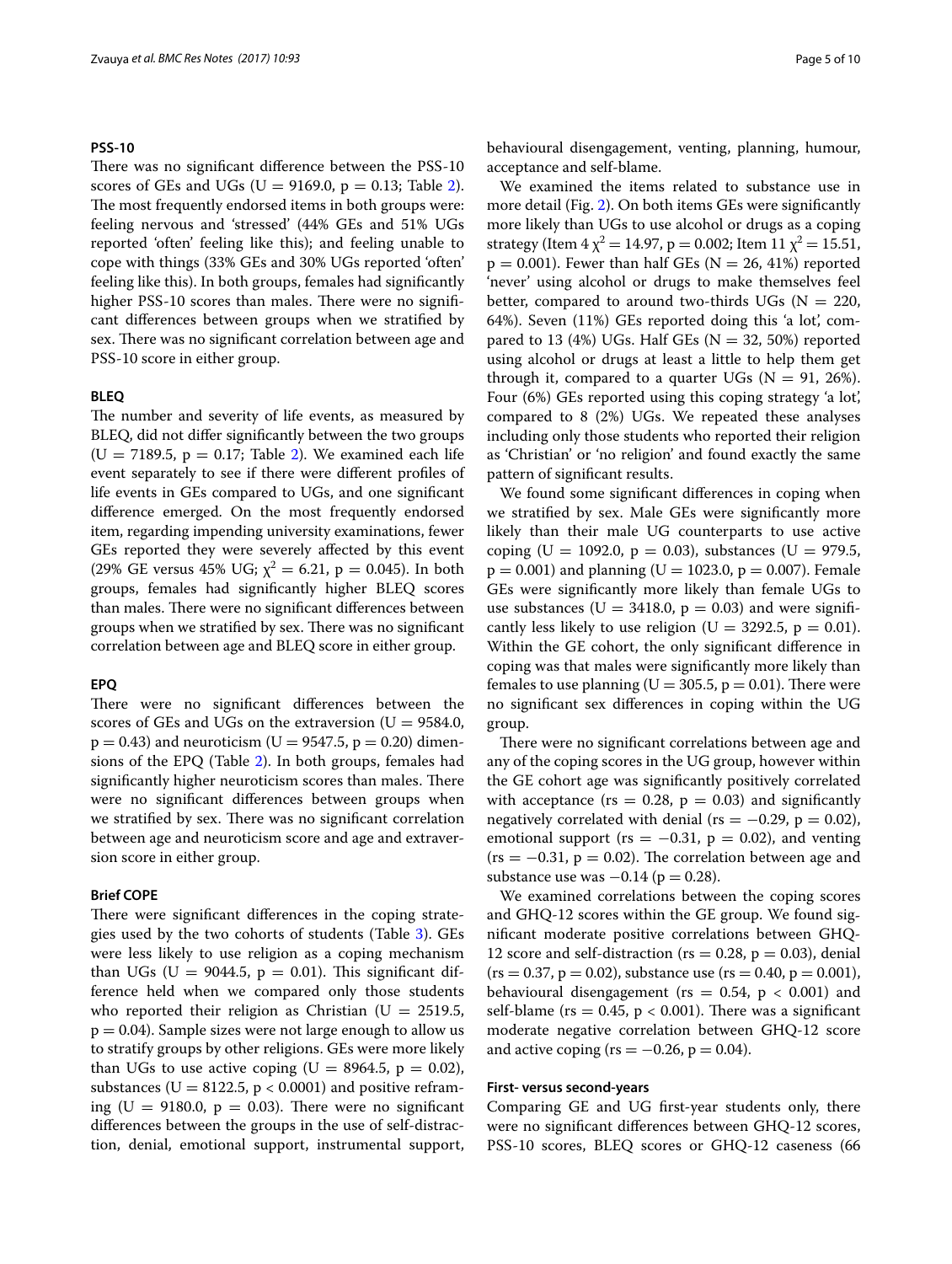#### PSS-10

There was no significant difference between the PSS-10 scores of GEs and UGs ($U = 9169.0$, $p = 0.13$; Table 2). The most frequently endorsed items in both groups were: feeling nervous and 'stressed' (44% GEs and 51% UGs reported 'often' feeling like this); and feeling unable to cope with things (33% GEs and 30% UGs reported 'often' feeling like this). In both groups, females had significantly higher PSS-10 scores than males. There were no significant differences between groups when we stratified by sex. There was no significant correlation between age and PSS-10 score in either group.

#### BLEQ

The number and severity of life events, as measured by BLEQ, did not differ significantly between the two groups ($U = 7189.5$, $p = 0.17$; Table 2). We examined each life event separately to see if there were different profiles of life events in GEs compared to UGs, and one significant difference emerged. On the most frequently endorsed item, regarding impending university examinations, fewer GEs reported they were severely affected by this event (29% GE versus 45% UG; $\chi^2 = 6.21$, $p = 0.045$). In both groups, females had significantly higher BLEQ scores than males. There were no significant differences between groups when we stratified by sex. There was no significant correlation between age and BLEQ score in either group.

#### EPQ

There were no significant differences between the scores of GEs and UGs on the extraversion ($U = 9584.0$, $p = 0.43$) and neuroticism ($U = 9547.5$, $p = 0.20$) dimensions of the EPQ (Table 2). In both groups, females had significantly higher neuroticism scores than males. There were no significant differences between groups when we stratified by sex. There was no significant correlation between age and neuroticism score and age and extraversion score in either group.

#### Brief COPE

There were significant differences in the coping strategies used by the two cohorts of students (Table 3). GEs were less likely to use religion as a coping mechanism than UGs ($U = 9044.5$, $p = 0.01$). This significant difference held when we compared only those students who reported their religion as Christian ($U = 2519.5$, $p = 0.04$). Sample sizes were not large enough to allow us to stratify groups by other religions. GEs were more likely than UGs to use active coping ($U = 8964.5$, $p = 0.02$), substances ($U = 8122.5$, $p < 0.0001$) and positive reframing ($U = 9180.0$, $p = 0.03$). There were no significant differences between the groups in the use of self-distraction, denial, emotional support, instrumental support, behavioural disengagement, venting, planning, humour, acceptance and self-blame.

We examined the items related to substance use in more detail (Fig. 2). On both items GEs were significantly more likely than UGs to use alcohol or drugs as a coping strategy (Item 4 $\chi^2 = 14.97$, $p = 0.002$; Item 11 $\chi^2 = 15.51$, $p = 0.001$). Fewer than half GEs ($N = 26$, 41%) reported 'never' using alcohol or drugs to make themselves feel better, compared to around two-thirds UGs ($N = 220$, 64%). Seven (11%) GEs reported doing this 'a lot', compared to 13 (4%) UGs. Half GEs ($N = 32$, 50%) reported using alcohol or drugs at least a little to help them get through it, compared to a quarter UGs ($N = 91$, 26%). Four (6%) GEs reported using this coping strategy 'a lot', compared to 8 (2%) UGs. We repeated these analyses including only those students who reported their religion as 'Christian' or 'no religion' and found exactly the same pattern of significant results.

We found some significant differences in coping when we stratified by sex. Male GEs were significantly more likely than their male UG counterparts to use active coping ($U = 1092.0$, $p = 0.03$), substances ($U = 979.5$, $p = 0.001$) and planning ($U = 1023.0$, $p = 0.007$). Female GEs were significantly more likely than female UGs to use substances ($U = 3418.0$, $p = 0.03$) and were significantly less likely to use religion ($U = 3292.5$, $p = 0.01$). Within the GE cohort, the only significant difference in coping was that males were significantly more likely than females to use planning ($U = 305.5$, $p = 0.01$). There were no significant sex differences in coping within the UG group.

There were no significant correlations between age and any of the coping scores in the UG group, however within the GE cohort age was significantly positively correlated with acceptance ($rs = 0.28$, $p = 0.03$) and significantly negatively correlated with denial ($rs = -0.29$, $p = 0.02$), emotional support ($rs = -0.31$, $p = 0.02$), and venting ($rs = -0.31$, $p = 0.02$). The correlation between age and substance use was $-0.14$ ($p = 0.28$).

We examined correlations between the coping scores and GHQ-12 scores within the GE group. We found significant moderate positive correlations between GHQ-12 score and self-distraction ($rs = 0.28$, $p = 0.03$), denial ($rs = 0.37$, $p = 0.02$), substance use ($rs = 0.40$, $p = 0.001$), behavioural disengagement ($rs = 0.54$, $p < 0.001$) and self-blame ($rs = 0.45$, $p < 0.001$). There was a significant moderate negative correlation between GHQ-12 score and active coping ($rs = -0.26$, $p = 0.04$).

#### First- versus second-years

Comparing GE and UG first-year students only, there were no significant differences between GHQ-12 scores, PSS-10 scores, BLEQ scores or GHQ-12 caseness (66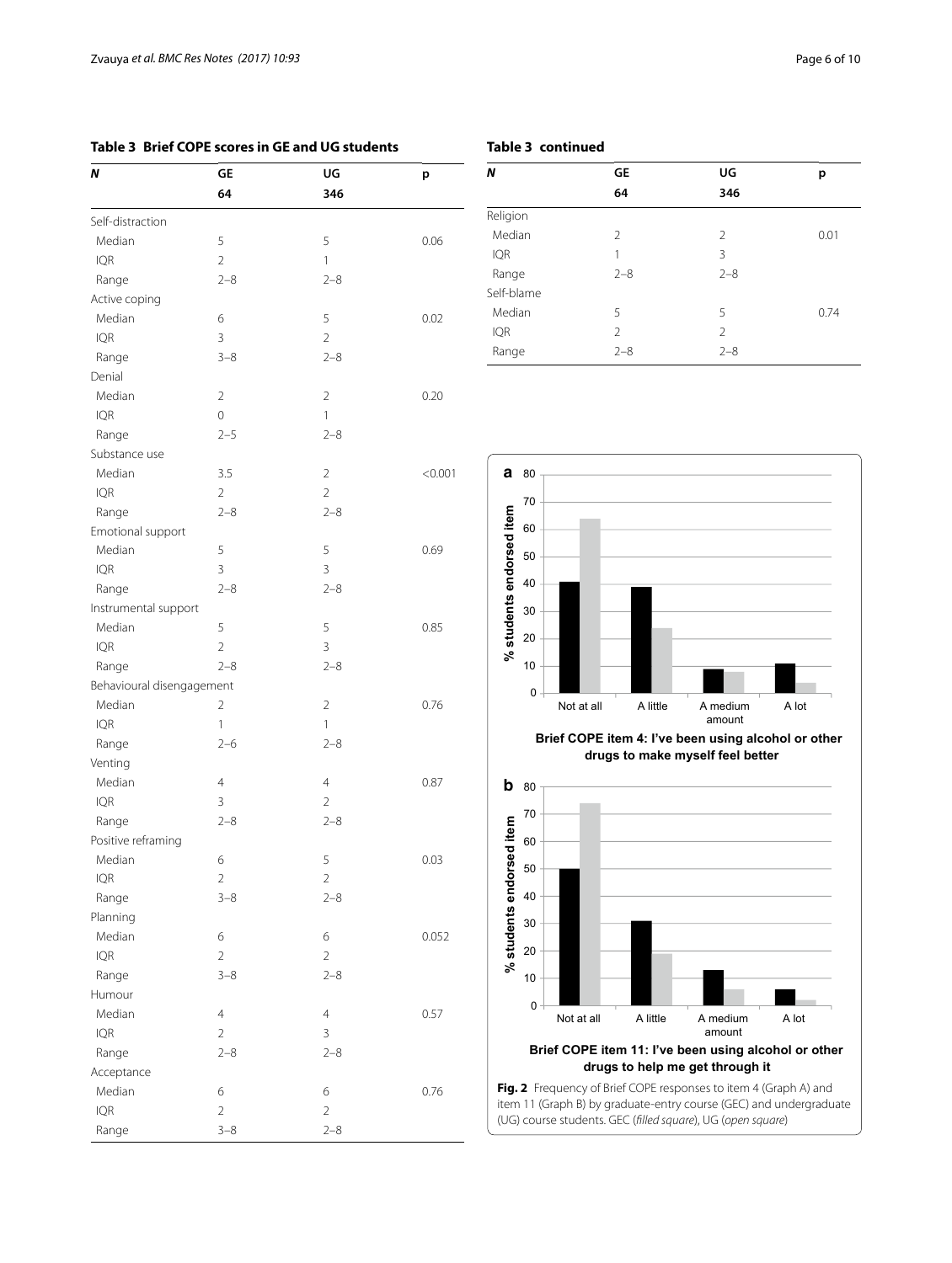**Table 3 Brief COPE scores in GE and UG students**

| *N* | GE | UG | p |
|---|---|---|---|
| | 64 | 346 | |
| Self-distraction | | | |
| Median | 5 | 5 | 0.06 |
| IQR | 2 | 1 | |
| Range | 2–8 | 2–8 | |
| Active coping | | | |
| Median | 6 | 5 | 0.02 |
| IQR | 3 | 2 | |
| Range | 3–8 | 2–8 | |
| Denial | | | |
| Median | 2 | 2 | 0.20 |
| IQR | 0 | 1 | |
| Range | 2–5 | 2–8 | |
| Substance use | | | |
| Median | 3.5 | 2 | <0.001 |
| IQR | 2 | 2 | |
| Range | 2–8 | 2–8 | |
| Emotional support | | | |
| Median | 5 | 5 | 0.69 |
| IQR | 3 | 3 | |
| Range | 2–8 | 2–8 | |
| Instrumental support | | | |
| Median | 5 | 5 | 0.85 |
| IQR | 2 | 3 | |
| Range | 2–8 | 2–8 | |
| Behavioural disengagement | | | |
| Median | 2 | 2 | 0.76 |
| IQR | 1 | 1 | |
| Range | 2–6 | 2–8 | |
| Venting | | | |
| Median | 4 | 4 | 0.87 |
| IQR | 3 | 2 | |
| Range | 2–8 | 2–8 | |
| Positive reframing | | | |
| Median | 6 | 5 | 0.03 |
| IQR | 2 | 2 | |
| Range | 3–8 | 2–8 | |
| Planning | | | |
| Median | 6 | 6 | 0.052 |
| IQR | 2 | 2 | |
| Range | 3–8 | 2–8 | |
| Humour | | | |
| Median | 4 | 4 | 0.57 |
| IQR | 2 | 3 | |
| Range | 2–8 | 2–8 | |
| Acceptance | | | |
| Median | 6 | 6 | 0.76 |
| IQR | 2 | 2 | |
| Range | 3–8 | 2–8 | |
| Religion | | | |
| Median | 2 | 2 | 0.01 |
| IQR | 1 | 3 | |
| Range | 2–8 | 2–8 | |
| Self-blame | | | |
| Median | 5 | 5 | 0.74 |
| IQR | 2 | 2 | |
| Range | 2–8 | 2–8 | |

**Fig. 2** Frequency of Brief COPE responses to item 4 (Graph A) and item 11 (Graph B) by graduate-entry course (GEC) and undergraduate (UG) course students. GEC (*filled square*), UG (*open square*)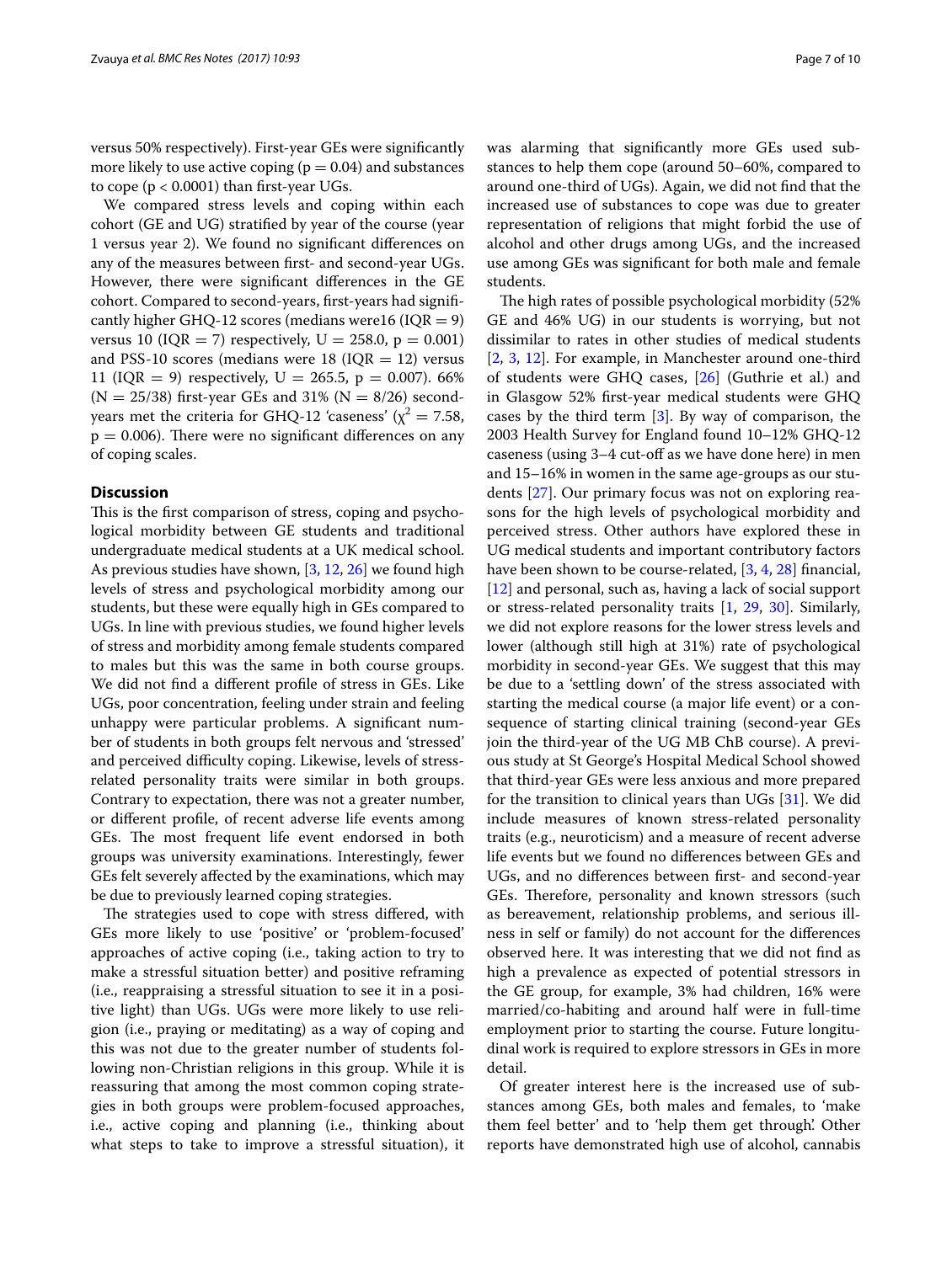versus 50% respectively). First-year GEs were significantly more likely to use active coping ($p = 0.04$) and substances to cope ($p < 0.0001$) than first-year UGs.

We compared stress levels and coping within each cohort (GE and UG) stratified by year of the course (year 1 versus year 2). We found no significant differences on any of the measures between first- and second-year UGs. However, there were significant differences in the GE cohort. Compared to second-years, first-years had significantly higher GHQ-12 scores (medians were16 (IQR = 9) versus 10 (IQR = 7) respectively, $U = 258.0$, $p = 0.001$) and PSS-10 scores (medians were 18 (IQR = 12) versus 11 (IQR = 9) respectively, $U = 265.5$, $p = 0.007$). 66% (N = 25/38) first-year GEs and 31% (N = 8/26) second-years met the criteria for GHQ-12 'caseness' ($\chi^2 = 7.58$, $p = 0.006$). There were no significant differences on any of coping scales.

## Discussion

This is the first comparison of stress, coping and psychological morbidity between GE students and traditional undergraduate medical students at a UK medical school. As previous studies have shown, [3, 12, 26] we found high levels of stress and psychological morbidity among our students, but these were equally high in GEs compared to UGs. In line with previous studies, we found higher levels of stress and morbidity among female students compared to males but this was the same in both course groups. We did not find a different profile of stress in GEs. Like UGs, poor concentration, feeling under strain and feeling unhappy were particular problems. A significant number of students in both groups felt nervous and 'stressed' and perceived difficulty coping. Likewise, levels of stress-related personality traits were similar in both groups. Contrary to expectation, there was not a greater number, or different profile, of recent adverse life events among GEs. The most frequent life event endorsed in both groups was university examinations. Interestingly, fewer GEs felt severely affected by the examinations, which may be due to previously learned coping strategies.

The strategies used to cope with stress differed, with GEs more likely to use 'positive' or 'problem-focused' approaches of active coping (i.e., taking action to try to make a stressful situation better) and positive reframing (i.e., reappraising a stressful situation to see it in a positive light) than UGs. UGs were more likely to use religion (i.e., praying or meditating) as a way of coping and this was not due to the greater number of students following non-Christian religions in this group. While it is reassuring that among the most common coping strategies in both groups were problem-focused approaches, i.e., active coping and planning (i.e., thinking about what steps to take to improve a stressful situation), it was alarming that significantly more GEs used substances to help them cope (around 50–60%, compared to around one-third of UGs). Again, we did not find that the increased use of substances to cope was due to greater representation of religions that might forbid the use of alcohol and other drugs among UGs, and the increased use among GEs was significant for both male and female students.

The high rates of possible psychological morbidity (52% GE and 46% UG) in our students is worrying, but not dissimilar to rates in other studies of medical students [2, 3, 12]. For example, in Manchester around one-third of students were GHQ cases, [26] (Guthrie et al.) and in Glasgow 52% first-year medical students were GHQ cases by the third term [3]. By way of comparison, the 2003 Health Survey for England found 10–12% GHQ-12 caseness (using 3–4 cut-off as we have done here) in men and 15–16% in women in the same age-groups as our students [27]. Our primary focus was not on exploring reasons for the high levels of psychological morbidity and perceived stress. Other authors have explored these in UG medical students and important contributory factors have been shown to be course-related, [3, 4, 28] financial, [12] and personal, such as, having a lack of social support or stress-related personality traits [1, 29, 30]. Similarly, we did not explore reasons for the lower stress levels and lower (although still high at 31%) rate of psychological morbidity in second-year GEs. We suggest that this may be due to a 'settling down' of the stress associated with starting the medical course (a major life event) or a consequence of starting clinical training (second-year GEs join the third-year of the UG MB ChB course). A previous study at St George's Hospital Medical School showed that third-year GEs were less anxious and more prepared for the transition to clinical years than UGs [31]. We did include measures of known stress-related personality traits (e.g., neuroticism) and a measure of recent adverse life events but we found no differences between GEs and UGs, and no differences between first- and second-year GEs. Therefore, personality and known stressors (such as bereavement, relationship problems, and serious illness in self or family) do not account for the differences observed here. It was interesting that we did not find as high a prevalence as expected of potential stressors in the GE group, for example, 3% had children, 16% were married/co-habiting and around half were in full-time employment prior to starting the course. Future longitudinal work is required to explore stressors in GEs in more detail.

Of greater interest here is the increased use of substances among GEs, both males and females, to 'make them feel better' and to 'help them get through'. Other reports have demonstrated high use of alcohol, cannabis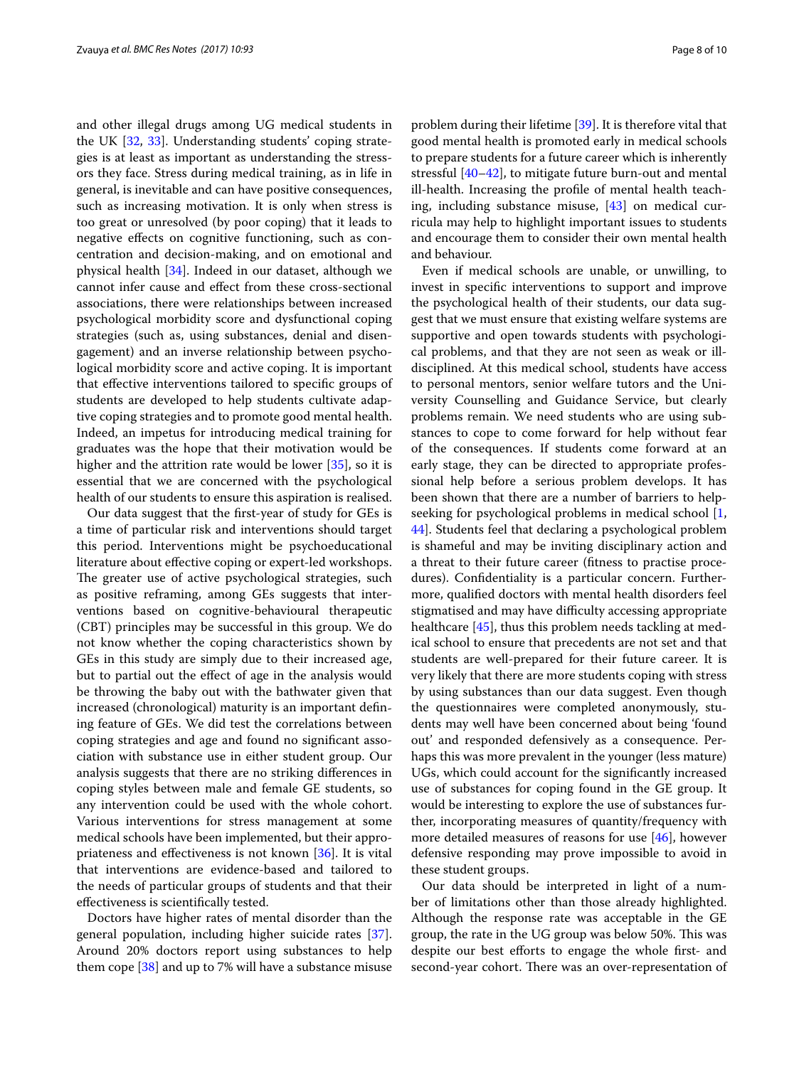and other illegal drugs among UG medical students in the UK [32, 33]. Understanding students' coping strategies is at least as important as understanding the stressors they face. Stress during medical training, as in life in general, is inevitable and can have positive consequences, such as increasing motivation. It is only when stress is too great or unresolved (by poor coping) that it leads to negative effects on cognitive functioning, such as concentration and decision-making, and on emotional and physical health [34]. Indeed in our dataset, although we cannot infer cause and effect from these cross-sectional associations, there were relationships between increased psychological morbidity score and dysfunctional coping strategies (such as, using substances, denial and disengagement) and an inverse relationship between psychological morbidity score and active coping. It is important that effective interventions tailored to specific groups of students are developed to help students cultivate adaptive coping strategies and to promote good mental health. Indeed, an impetus for introducing medical training for graduates was the hope that their motivation would be higher and the attrition rate would be lower [35], so it is essential that we are concerned with the psychological health of our students to ensure this aspiration is realised.

Our data suggest that the first-year of study for GEs is a time of particular risk and interventions should target this period. Interventions might be psychoeducational literature about effective coping or expert-led workshops. The greater use of active psychological strategies, such as positive reframing, among GEs suggests that interventions based on cognitive-behavioural therapeutic (CBT) principles may be successful in this group. We do not know whether the coping characteristics shown by GEs in this study are simply due to their increased age, but to partial out the effect of age in the analysis would be throwing the baby out with the bathwater given that increased (chronological) maturity is an important defining feature of GEs. We did test the correlations between coping strategies and age and found no significant association with substance use in either student group. Our analysis suggests that there are no striking differences in coping styles between male and female GE students, so any intervention could be used with the whole cohort. Various interventions for stress management at some medical schools have been implemented, but their appropriateness and effectiveness is not known [36]. It is vital that interventions are evidence-based and tailored to the needs of particular groups of students and that their effectiveness is scientifically tested.

Doctors have higher rates of mental disorder than the general population, including higher suicide rates [37]. Around 20% doctors report using substances to help them cope [38] and up to 7% will have a substance misuse problem during their lifetime [39]. It is therefore vital that good mental health is promoted early in medical schools to prepare students for a future career which is inherently stressful [40–42], to mitigate future burn-out and mental ill-health. Increasing the profile of mental health teaching, including substance misuse, [43] on medical curricula may help to highlight important issues to students and encourage them to consider their own mental health and behaviour.

Even if medical schools are unable, or unwilling, to invest in specific interventions to support and improve the psychological health of their students, our data suggest that we must ensure that existing welfare systems are supportive and open towards students with psychological problems, and that they are not seen as weak or ill-disciplined. At this medical school, students have access to personal mentors, senior welfare tutors and the University Counselling and Guidance Service, but clearly problems remain. We need students who are using substances to cope to come forward for help without fear of the consequences. If students come forward at an early stage, they can be directed to appropriate professional help before a serious problem develops. It has been shown that there are a number of barriers to help-seeking for psychological problems in medical school [1, 44]. Students feel that declaring a psychological problem is shameful and may be inviting disciplinary action and a threat to their future career (fitness to practise procedures). Confidentiality is a particular concern. Furthermore, qualified doctors with mental health disorders feel stigmatised and may have difficulty accessing appropriate healthcare [45], thus this problem needs tackling at medical school to ensure that precedents are not set and that students are well-prepared for their future career. It is very likely that there are more students coping with stress by using substances than our data suggest. Even though the questionnaires were completed anonymously, students may well have been concerned about being 'found out' and responded defensively as a consequence. Perhaps this was more prevalent in the younger (less mature) UGs, which could account for the significantly increased use of substances for coping found in the GE group. It would be interesting to explore the use of substances further, incorporating measures of quantity/frequency with more detailed measures of reasons for use [46], however defensive responding may prove impossible to avoid in these student groups.

Our data should be interpreted in light of a number of limitations other than those already highlighted. Although the response rate was acceptable in the GE group, the rate in the UG group was below 50%. This was despite our best efforts to engage the whole first- and second-year cohort. There was an over-representation of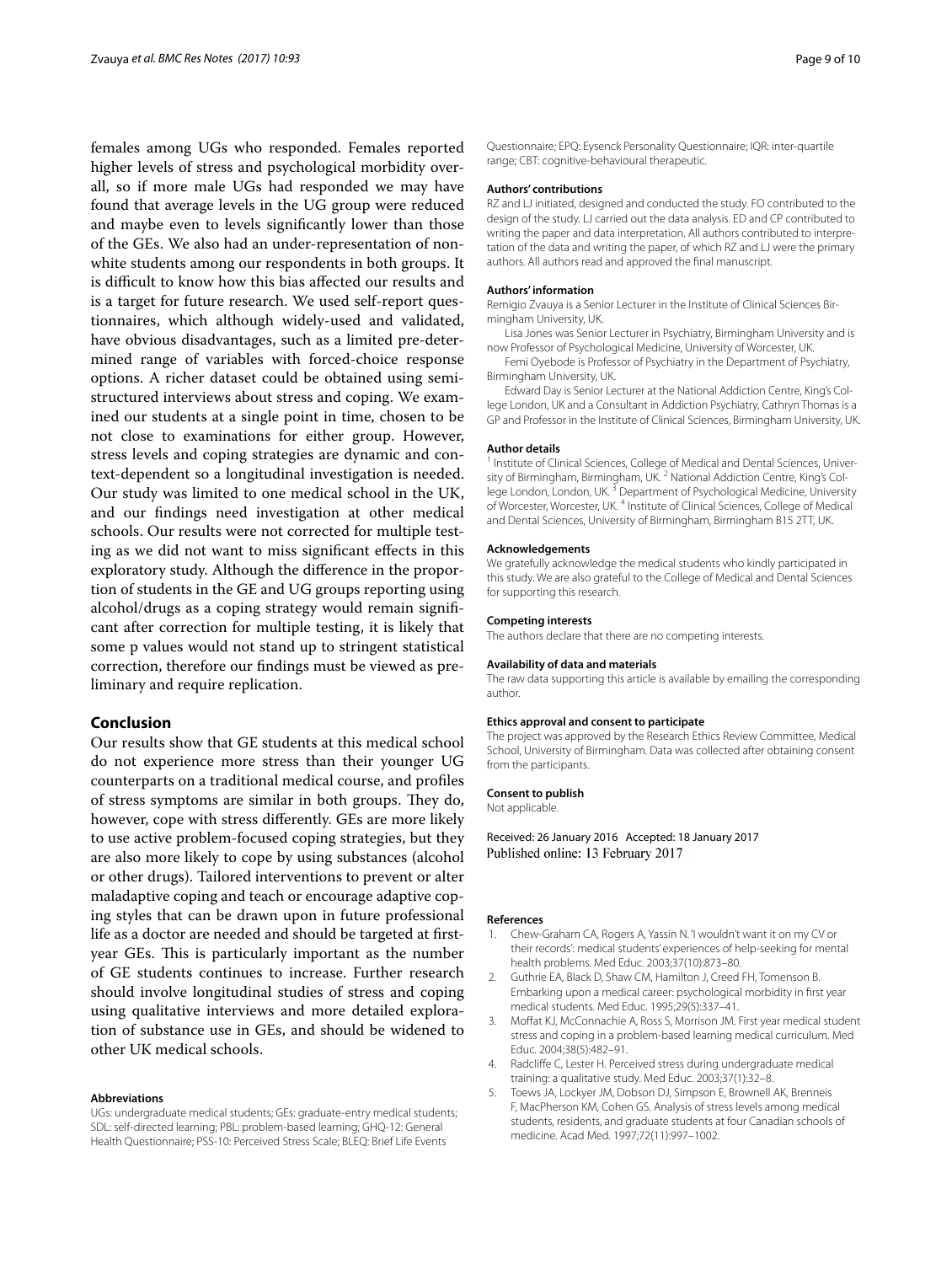females among UGs who responded. Females reported higher levels of stress and psychological morbidity overall, so if more male UGs had responded we may have found that average levels in the UG group were reduced and maybe even to levels significantly lower than those of the GEs. We also had an under-representation of non-white students among our respondents in both groups. It is difficult to know how this bias affected our results and is a target for future research. We used self-report questionnaires, which although widely-used and validated, have obvious disadvantages, such as a limited pre-determined range of variables with forced-choice response options. A richer dataset could be obtained using semi-structured interviews about stress and coping. We examined our students at a single point in time, chosen to be not close to examinations for either group. However, stress levels and coping strategies are dynamic and context-dependent so a longitudinal investigation is needed. Our study was limited to one medical school in the UK, and our findings need investigation at other medical schools. Our results were not corrected for multiple testing as we did not want to miss significant effects in this exploratory study. Although the difference in the proportion of students in the GE and UG groups reporting using alcohol/drugs as a coping strategy would remain significant after correction for multiple testing, it is likely that some p values would not stand up to stringent statistical correction, therefore our findings must be viewed as preliminary and require replication.

## Conclusion

Our results show that GE students at this medical school do not experience more stress than their younger UG counterparts on a traditional medical course, and profiles of stress symptoms are similar in both groups. They do, however, cope with stress differently. GEs are more likely to use active problem-focused coping strategies, but they are also more likely to cope by using substances (alcohol or other drugs). Tailored interventions to prevent or alter maladaptive coping and teach or encourage adaptive coping styles that can be drawn upon in future professional life as a doctor are needed and should be targeted at first-year GEs. This is particularly important as the number of GE students continues to increase. Further research should involve longitudinal studies of stress and coping using qualitative interviews and more detailed exploration of substance use in GEs, and should be widened to other UK medical schools.

#### Abbreviations

UGs: undergraduate medical students; GEs: graduate-entry medical students; SDL: self-directed learning; PBL: problem-based learning; GHQ-12: General Health Questionnaire; PSS-10: Perceived Stress Scale; BLEQ: Brief Life Events Questionnaire; EPQ: Eysenck Personality Questionnaire; IQR: inter-quartile range; CBT: cognitive-behavioural therapeutic.

#### Authors' contributions

RZ and LJ initiated, designed and conducted the study. FO contributed to the design of the study. LJ carried out the data analysis. ED and CP contributed to writing the paper and data interpretation. All authors contributed to interpretation of the data and writing the paper, of which RZ and LJ were the primary authors. All authors read and approved the final manuscript.

#### Authors' information

Remigio Zvauya is a Senior Lecturer in the Institute of Clinical Sciences Birmingham University, UK.

Lisa Jones was Senior Lecturer in Psychiatry, Birmingham University and is now Professor of Psychological Medicine, University of Worcester, UK.

Femi Oyebode is Professor of Psychiatry in the Department of Psychiatry, Birmingham University, UK.

Edward Day is Senior Lecturer at the National Addiction Centre, King's College London, UK and a Consultant in Addiction Psychiatry, Cathryn Thomas is a GP and Professor in the Institute of Clinical Sciences, Birmingham University, UK.

#### Author details

[1] Institute of Clinical Sciences, College of Medical and Dental Sciences, University of Birmingham, Birmingham, UK. [2] National Addiction Centre, King's College London, London, UK. [3] Department of Psychological Medicine, University of Worcester, Worcester, UK. [4] Institute of Clinical Sciences, College of Medical and Dental Sciences, University of Birmingham, Birmingham B15 2TT, UK.

#### Acknowledgements

We gratefully acknowledge the medical students who kindly participated in this study. We are also grateful to the College of Medical and Dental Sciences for supporting this research.

#### Competing interests

The authors declare that there are no competing interests.

#### Availability of data and materials

The raw data supporting this article is available by emailing the corresponding author.

#### Ethics approval and consent to participate

The project was approved by the Research Ethics Review Committee, Medical School, University of Birmingham. Data was collected after obtaining consent from the participants.

#### Consent to publish

Not applicable.

Received: 26 January 2016 Accepted: 18 January 2017
Published online: 13 February 2017

#### References

1. Chew-Graham CA, Rogers A, Yassin N. 'I wouldn't want it on my CV or their records': medical students' experiences of help-seeking for mental health problems. Med Educ. 2003;37(10):873–80.
2. Guthrie EA, Black D, Shaw CM, Hamilton J, Creed FH, Tomenson B. Embarking upon a medical career: psychological morbidity in first year medical students. Med Educ. 1995;29(5):337–41.
3. Moffat KJ, McConnachie A, Ross S, Morrison JM. First year medical student stress and coping in a problem-based learning medical curriculum. Med Educ. 2004;38(5):482–91.
4. Radcliffe C, Lester H. Perceived stress during undergraduate medical training: a qualitative study. Med Educ. 2003;37(1):32–8.
5. Toews JA, Lockyer JM, Dobson DJ, Simpson E, Brownell AK, Brenneis F, MacPherson KM, Cohen GS. Analysis of stress levels among medical students, residents, and graduate students at four Canadian schools of medicine. Acad Med. 1997;72(11):997–1002.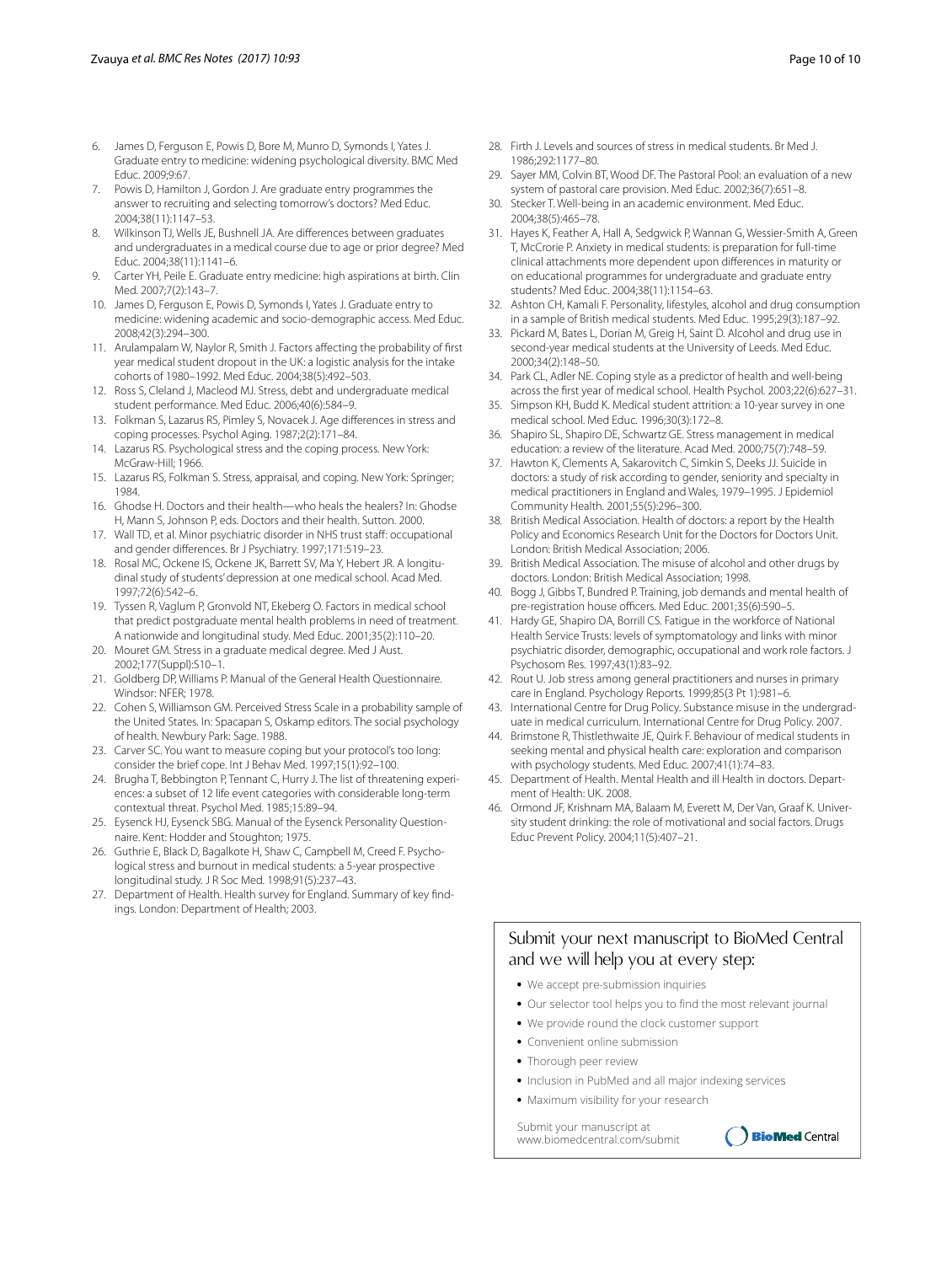6. James D, Ferguson E, Powis D, Bore M, Munro D, Symonds I, Yates J. Graduate entry to medicine: widening psychological diversity. BMC Med Educ. 2009;9:67.
7. Powis D, Hamilton J, Gordon J. Are graduate entry programmes the answer to recruiting and selecting tomorrow's doctors? Med Educ. 2004;38(11):1147–53.
8. Wilkinson TJ, Wells JE, Bushnell JA. Are differences between graduates and undergraduates in a medical course due to age or prior degree? Med Educ. 2004;38(11):1141–6.
9. Carter YH, Peile E. Graduate entry medicine: high aspirations at birth. Clin Med. 2007;7(2):143–7.
10. James D, Ferguson E, Powis D, Symonds I, Yates J. Graduate entry to medicine: widening academic and socio-demographic access. Med Educ. 2008;42(3):294–300.
11. Arulampalam W, Naylor R, Smith J. Factors affecting the probability of first year medical student dropout in the UK: a logistic analysis for the intake cohorts of 1980–1992. Med Educ. 2004;38(5):492–503.
12. Ross S, Cleland J, Macleod MJ. Stress, debt and undergraduate medical student performance. Med Educ. 2006;40(6):584–9.
13. Folkman S, Lazarus RS, Pimley S, Novacek J. Age differences in stress and coping processes. Psychol Aging. 1987;2(2):171–84.
14. Lazarus RS. Psychological stress and the coping process. New York: McGraw-Hill; 1966.
15. Lazarus RS, Folkman S. Stress, appraisal, and coping. New York: Springer; 1984.
16. Ghodse H. Doctors and their health—who heals the healers? In: Ghodse H, Mann S, Johnson P, eds. Doctors and their health. Sutton. 2000.
17. Wall TD, et al. Minor psychiatric disorder in NHS trust staff: occupational and gender differences. Br J Psychiatry. 1997;171:519–23.
18. Rosal MC, Ockene IS, Ockene JK, Barrett SV, Ma Y, Hebert JR. A longitudinal study of students' depression at one medical school. Acad Med. 1997;72(6):542–6.
19. Tyssen R, Vaglum P, Gronvold NT, Ekeberg O. Factors in medical school that predict postgraduate mental health problems in need of treatment. A nationwide and longitudinal study. Med Educ. 2001;35(2):110–20.
20. Mouret GM. Stress in a graduate medical degree. Med J Aust. 2002;177(Suppl):S10–1.
21. Goldberg DP, Williams P. Manual of the General Health Questionnaire. Windsor: NFER; 1978.
22. Cohen S, Williamson GM. Perceived Stress Scale in a probability sample of the United States. In: Spacapan S, Oskamp editors. The social psychology of health. Newbury Park: Sage. 1988.
23. Carver SC. You want to measure coping but your protocol's too long: consider the brief cope. Int J Behav Med. 1997;15(1):92–100.
24. Brugha T, Bebbington P, Tennant C, Hurry J. The list of threatening experiences: a subset of 12 life event categories with considerable long-term contextual threat. Psychol Med. 1985;15:89–94.
25. Eysenck HJ, Eysenck SBG. Manual of the Eysenck Personality Questionnaire. Kent: Hodder and Stoughton; 1975.
26. Guthrie E, Black D, Bagalkote H, Shaw C, Campbell M, Creed F. Psychological stress and burnout in medical students: a 5-year prospective longitudinal study. J R Soc Med. 1998;91(5):237–43.
27. Department of Health. Health survey for England. Summary of key findings. London: Department of Health; 2003.
28. Firth J. Levels and sources of stress in medical students. Br Med J. 1986;292:1177–80.
29. Sayer MM, Colvin BT, Wood DF. The Pastoral Pool: an evaluation of a new system of pastoral care provision. Med Educ. 2002;36(7):651–8.
30. Stecker T. Well-being in an academic environment. Med Educ. 2004;38(5):465–78.
31. Hayes K, Feather A, Hall A, Sedgwick P, Wannan G, Wessier-Smith A, Green T, McCrorie P. Anxiety in medical students: is preparation for full-time clinical attachments more dependent upon differences in maturity or on educational programmes for undergraduate and graduate entry students? Med Educ. 2004;38(11):1154–63.
32. Ashton CH, Kamali F. Personality, lifestyles, alcohol and drug consumption in a sample of British medical students. Med Educ. 1995;29(3):187–92.
33. Pickard M, Bates L, Dorian M, Greig H, Saint D. Alcohol and drug use in second-year medical students at the University of Leeds. Med Educ. 2000;34(2):148–50.
34. Park CL, Adler NE. Coping style as a predictor of health and well-being across the first year of medical school. Health Psychol. 2003;22(6):627–31.
35. Simpson KH, Budd K. Medical student attrition: a 10-year survey in one medical school. Med Educ. 1996;30(3):172–8.
36. Shapiro SL, Shapiro DE, Schwartz GE. Stress management in medical education: a review of the literature. Acad Med. 2000;75(7):748–59.
37. Hawton K, Clements A, Sakarovitch C, Simkin S, Deeks JJ. Suicide in doctors: a study of risk according to gender, seniority and specialty in medical practitioners in England and Wales, 1979–1995. J Epidemiol Community Health. 2001;55(5):296–300.
38. British Medical Association. Health of doctors: a report by the Health Policy and Economics Research Unit for the Doctors for Doctors Unit. London: British Medical Association; 2006.
39. British Medical Association. The misuse of alcohol and other drugs by doctors. London: British Medical Association; 1998.
40. Bogg J, Gibbs T, Bundred P. Training, job demands and mental health of pre-registration house officers. Med Educ. 2001;35(6):590–5.
41. Hardy GE, Shapiro DA, Borrill CS. Fatigue in the workforce of National Health Service Trusts: levels of symptomatology and links with minor psychiatric disorder, demographic, occupational and work role factors. J Psychosom Res. 1997;43(1):83–92.
42. Rout U. Job stress among general practitioners and nurses in primary care in England. Psychology Reports. 1999;85(3 Pt 1):981–6.
43. International Centre for Drug Policy. Substance misuse in the undergraduate in medical curriculum. International Centre for Drug Policy. 2007.
44. Brimstone R, Thistlethwaite JE, Quirk F. Behaviour of medical students in seeking mental and physical health care: exploration and comparison with psychology students. Med Educ. 2007;41(1):74–83.
45. Department of Health. Mental Health and ill Health in doctors. Department of Health: UK. 2008.
46. Ormond JF, Krishnam MA, Balaam M, Everett M, Der Van, Graaf K. University student drinking: the role of motivational and social factors. Drugs Educ Prevent Policy. 2004;11(5):407–21.

Submit your next manuscript to BioMed Central and we will help you at every step:

- We accept pre-submission inquiries
- Our selector tool helps you to find the most relevant journal
- We provide round the clock customer support
- Convenient online submission
- Thorough peer review
- Inclusion in PubMed and all major indexing services
- Maximum visibility for your research

Submit your manuscript at www.biomedcentral.com/submit

BioMed Central